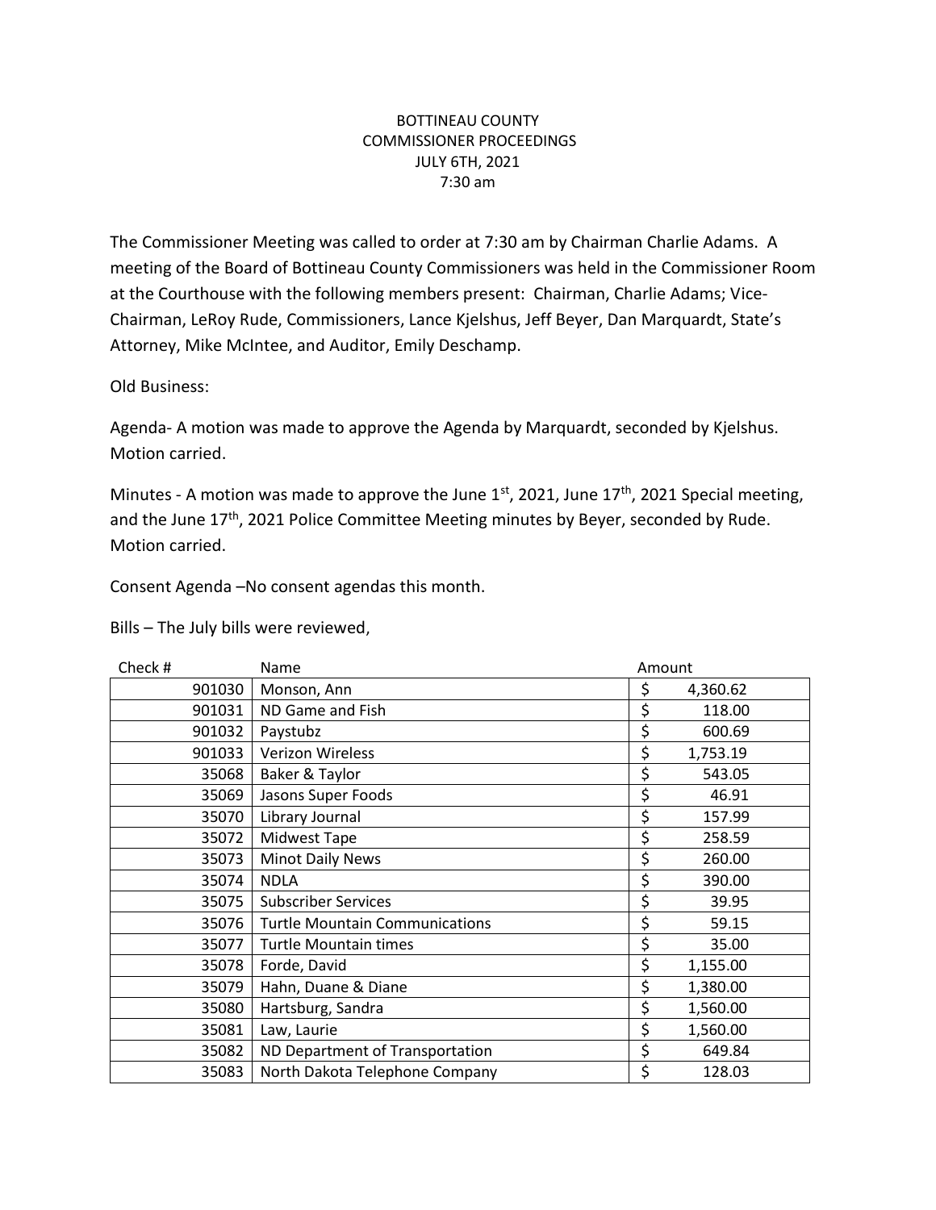BOTTINEAU COUNTY
COMMISSIONER PROCEEDINGS
JULY 6TH, 2021
7:30 am

The Commissioner Meeting was called to order at 7:30 am by Chairman Charlie Adams. A meeting of the Board of Bottineau County Commissioners was held in the Commissioner Room at the Courthouse with the following members present: Chairman, Charlie Adams; Vice-Chairman, LeRoy Rude, Commissioners, Lance Kjelshus, Jeff Beyer, Dan Marquardt, State's Attorney, Mike McIntee, and Auditor, Emily Deschamp.

Old Business:

Agenda- A motion was made to approve the Agenda by Marquardt, seconded by Kjelshus. Motion carried.

Minutes - A motion was made to approve the June 1st, 2021, June 17th, 2021 Special meeting, and the June 17th, 2021 Police Committee Meeting minutes by Beyer, seconded by Rude. Motion carried.

Consent Agenda –No consent agendas this month.

Bills – The July bills were reviewed,

| Check # | Name | Amount |
|---|---|---|
| 901030 | Monson, Ann | $ 4,360.62 |
| 901031 | ND Game and Fish | $ 118.00 |
| 901032 | Paystubz | $ 600.69 |
| 901033 | Verizon Wireless | $ 1,753.19 |
| 35068 | Baker & Taylor | $ 543.05 |
| 35069 | Jasons Super Foods | $ 46.91 |
| 35070 | Library Journal | $ 157.99 |
| 35072 | Midwest Tape | $ 258.59 |
| 35073 | Minot Daily News | $ 260.00 |
| 35074 | NDLA | $ 390.00 |
| 35075 | Subscriber Services | $ 39.95 |
| 35076 | Turtle Mountain Communications | $ 59.15 |
| 35077 | Turtle Mountain times | $ 35.00 |
| 35078 | Forde, David | $ 1,155.00 |
| 35079 | Hahn, Duane & Diane | $ 1,380.00 |
| 35080 | Hartsburg, Sandra | $ 1,560.00 |
| 35081 | Law, Laurie | $ 1,560.00 |
| 35082 | ND Department of Transportation | $ 649.84 |
| 35083 | North Dakota Telephone Company | $ 128.03 |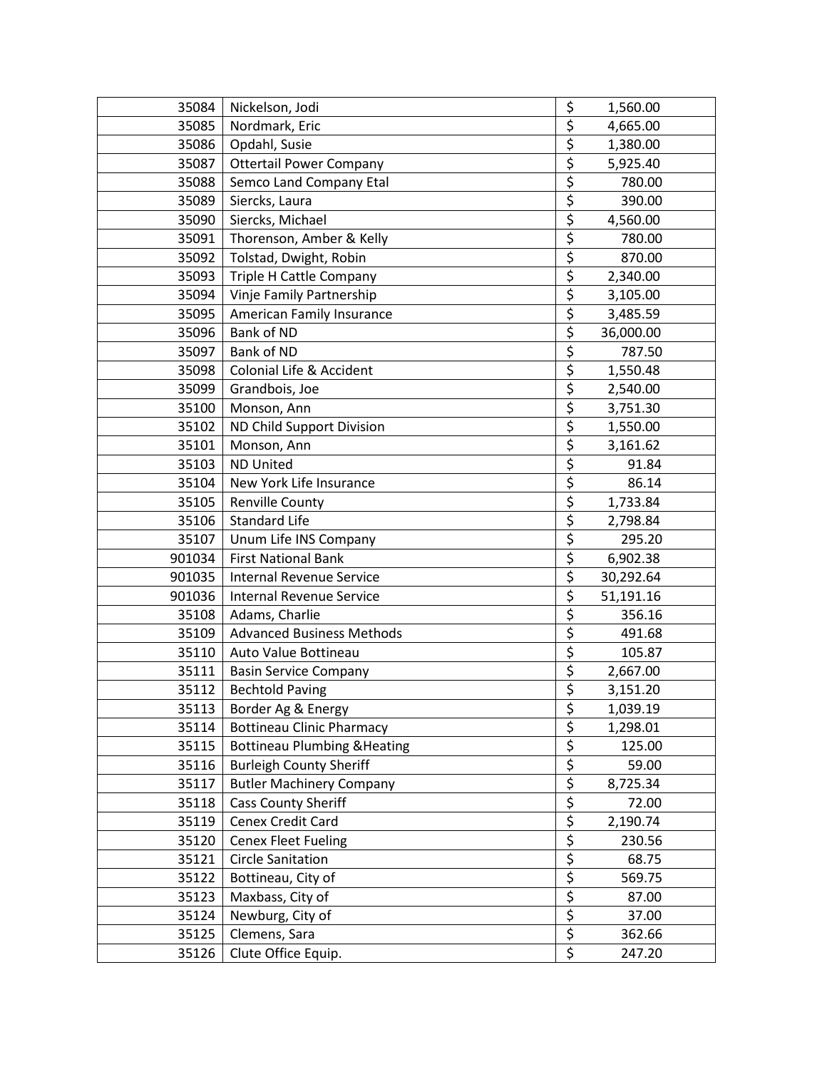| | | | |
|---|---|---|---|
| 35084 | Nickelson, Jodi | $ | 1,560.00 |
| 35085 | Nordmark, Eric | $ | 4,665.00 |
| 35086 | Opdahl, Susie | $ | 1,380.00 |
| 35087 | Ottertail Power Company | $ | 5,925.40 |
| 35088 | Semco Land Company Etal | $ | 780.00 |
| 35089 | Siercks, Laura | $ | 390.00 |
| 35090 | Siercks, Michael | $ | 4,560.00 |
| 35091 | Thorenson, Amber & Kelly | $ | 780.00 |
| 35092 | Tolstad, Dwight, Robin | $ | 870.00 |
| 35093 | Triple H Cattle Company | $ | 2,340.00 |
| 35094 | Vinje Family Partnership | $ | 3,105.00 |
| 35095 | American Family Insurance | $ | 3,485.59 |
| 35096 | Bank of ND | $ | 36,000.00 |
| 35097 | Bank of ND | $ | 787.50 |
| 35098 | Colonial Life & Accident | $ | 1,550.48 |
| 35099 | Grandbois, Joe | $ | 2,540.00 |
| 35100 | Monson, Ann | $ | 3,751.30 |
| 35102 | ND Child Support Division | $ | 1,550.00 |
| 35101 | Monson, Ann | $ | 3,161.62 |
| 35103 | ND United | $ | 91.84 |
| 35104 | New York Life Insurance | $ | 86.14 |
| 35105 | Renville County | $ | 1,733.84 |
| 35106 | Standard Life | $ | 2,798.84 |
| 35107 | Unum Life INS Company | $ | 295.20 |
| 901034 | First National Bank | $ | 6,902.38 |
| 901035 | Internal Revenue Service | $ | 30,292.64 |
| 901036 | Internal Revenue Service | $ | 51,191.16 |
| 35108 | Adams, Charlie | $ | 356.16 |
| 35109 | Advanced Business Methods | $ | 491.68 |
| 35110 | Auto Value Bottineau | $ | 105.87 |
| 35111 | Basin Service Company | $ | 2,667.00 |
| 35112 | Bechtold Paving | $ | 3,151.20 |
| 35113 | Border Ag & Energy | $ | 1,039.19 |
| 35114 | Bottineau Clinic Pharmacy | $ | 1,298.01 |
| 35115 | Bottineau Plumbing &Heating | $ | 125.00 |
| 35116 | Burleigh County Sheriff | $ | 59.00 |
| 35117 | Butler Machinery Company | $ | 8,725.34 |
| 35118 | Cass County Sheriff | $ | 72.00 |
| 35119 | Cenex Credit Card | $ | 2,190.74 |
| 35120 | Cenex Fleet Fueling | $ | 230.56 |
| 35121 | Circle Sanitation | $ | 68.75 |
| 35122 | Bottineau, City of | $ | 569.75 |
| 35123 | Maxbass, City of | $ | 87.00 |
| 35124 | Newburg, City of | $ | 37.00 |
| 35125 | Clemens, Sara | $ | 362.66 |
| 35126 | Clute Office Equip. | $ | 247.20 |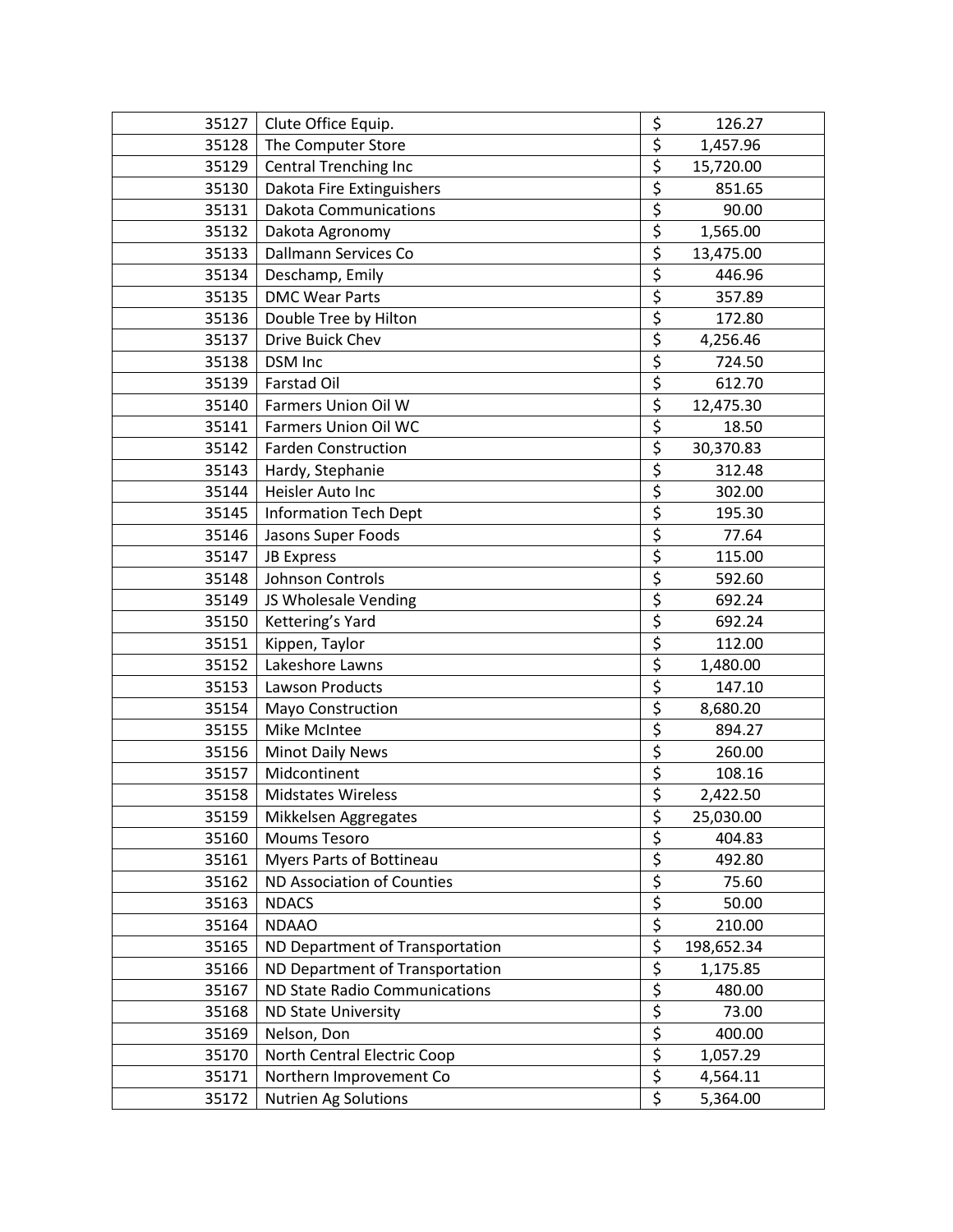| | | | |
|---|---|---|---|
| 35127 | Clute Office Equip. | $ | 126.27 |
| 35128 | The Computer Store | $ | 1,457.96 |
| 35129 | Central Trenching Inc | $ | 15,720.00 |
| 35130 | Dakota Fire Extinguishers | $ | 851.65 |
| 35131 | Dakota Communications | $ | 90.00 |
| 35132 | Dakota Agronomy | $ | 1,565.00 |
| 35133 | Dallmann Services Co | $ | 13,475.00 |
| 35134 | Deschamp, Emily | $ | 446.96 |
| 35135 | DMC Wear Parts | $ | 357.89 |
| 35136 | Double Tree by Hilton | $ | 172.80 |
| 35137 | Drive Buick Chev | $ | 4,256.46 |
| 35138 | DSM Inc | $ | 724.50 |
| 35139 | Farstad Oil | $ | 612.70 |
| 35140 | Farmers Union Oil W | $ | 12,475.30 |
| 35141 | Farmers Union Oil WC | $ | 18.50 |
| 35142 | Farden Construction | $ | 30,370.83 |
| 35143 | Hardy, Stephanie | $ | 312.48 |
| 35144 | Heisler Auto Inc | $ | 302.00 |
| 35145 | Information Tech Dept | $ | 195.30 |
| 35146 | Jasons Super Foods | $ | 77.64 |
| 35147 | JB Express | $ | 115.00 |
| 35148 | Johnson Controls | $ | 592.60 |
| 35149 | JS Wholesale Vending | $ | 692.24 |
| 35150 | Kettering's Yard | $ | 692.24 |
| 35151 | Kippen, Taylor | $ | 112.00 |
| 35152 | Lakeshore Lawns | $ | 1,480.00 |
| 35153 | Lawson Products | $ | 147.10 |
| 35154 | Mayo Construction | $ | 8,680.20 |
| 35155 | Mike McIntee | $ | 894.27 |
| 35156 | Minot Daily News | $ | 260.00 |
| 35157 | Midcontinent | $ | 108.16 |
| 35158 | Midstates Wireless | $ | 2,422.50 |
| 35159 | Mikkelsen Aggregates | $ | 25,030.00 |
| 35160 | Moums Tesoro | $ | 404.83 |
| 35161 | Myers Parts of Bottineau | $ | 492.80 |
| 35162 | ND Association of Counties | $ | 75.60 |
| 35163 | NDACS | $ | 50.00 |
| 35164 | NDAAO | $ | 210.00 |
| 35165 | ND Department of Transportation | $ | 198,652.34 |
| 35166 | ND Department of Transportation | $ | 1,175.85 |
| 35167 | ND State Radio Communications | $ | 480.00 |
| 35168 | ND State University | $ | 73.00 |
| 35169 | Nelson, Don | $ | 400.00 |
| 35170 | North Central Electric Coop | $ | 1,057.29 |
| 35171 | Northern Improvement Co | $ | 4,564.11 |
| 35172 | Nutrien Ag Solutions | $ | 5,364.00 |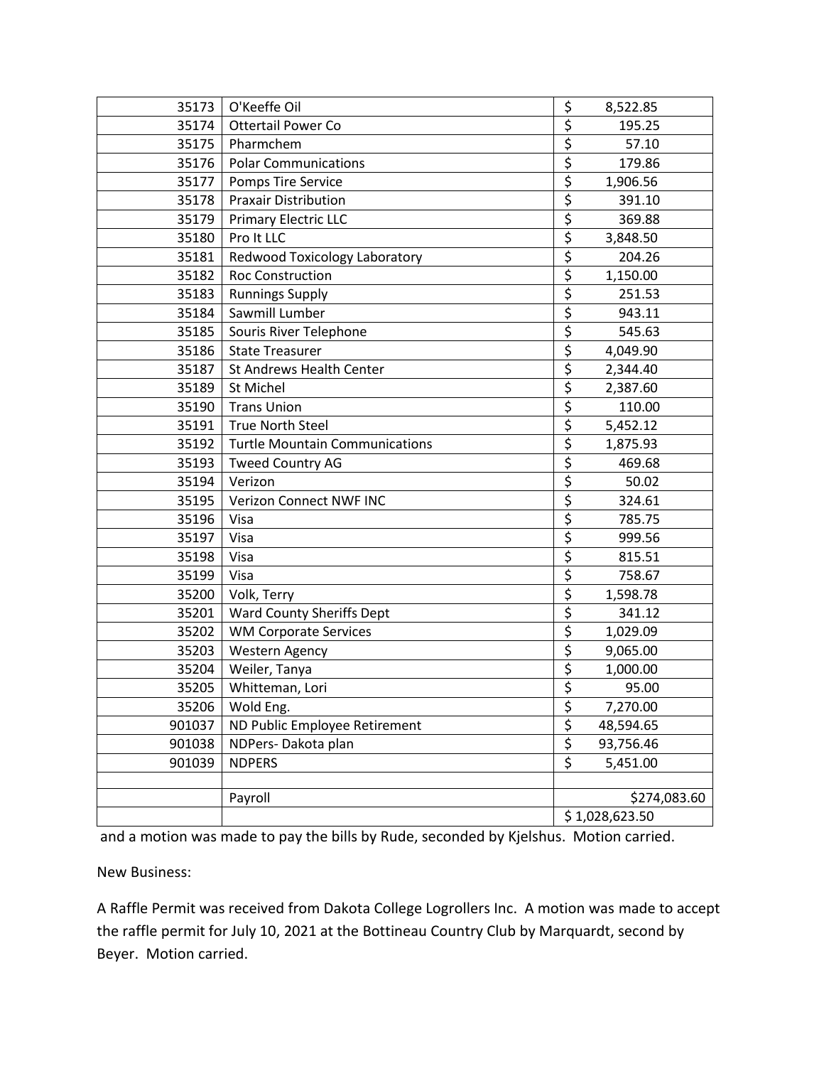| | | |
|---|---|---|
| 35173 | O'Keeffe Oil | $ 8,522.85 |
| 35174 | Ottertail Power Co | $ 195.25 |
| 35175 | Pharmchem | $ 57.10 |
| 35176 | Polar Communications | $ 179.86 |
| 35177 | Pomps Tire Service | $ 1,906.56 |
| 35178 | Praxair Distribution | $ 391.10 |
| 35179 | Primary Electric LLC | $ 369.88 |
| 35180 | Pro It LLC | $ 3,848.50 |
| 35181 | Redwood Toxicology Laboratory | $ 204.26 |
| 35182 | Roc Construction | $ 1,150.00 |
| 35183 | Runnings Supply | $ 251.53 |
| 35184 | Sawmill Lumber | $ 943.11 |
| 35185 | Souris River Telephone | $ 545.63 |
| 35186 | State Treasurer | $ 4,049.90 |
| 35187 | St Andrews Health Center | $ 2,344.40 |
| 35189 | St Michel | $ 2,387.60 |
| 35190 | Trans Union | $ 110.00 |
| 35191 | True North Steel | $ 5,452.12 |
| 35192 | Turtle Mountain Communications | $ 1,875.93 |
| 35193 | Tweed Country AG | $ 469.68 |
| 35194 | Verizon | $ 50.02 |
| 35195 | Verizon Connect NWF INC | $ 324.61 |
| 35196 | Visa | $ 785.75 |
| 35197 | Visa | $ 999.56 |
| 35198 | Visa | $ 815.51 |
| 35199 | Visa | $ 758.67 |
| 35200 | Volk, Terry | $ 1,598.78 |
| 35201 | Ward County Sheriffs Dept | $ 341.12 |
| 35202 | WM Corporate Services | $ 1,029.09 |
| 35203 | Western Agency | $ 9,065.00 |
| 35204 | Weiler, Tanya | $ 1,000.00 |
| 35205 | Whitteman, Lori | $ 95.00 |
| 35206 | Wold Eng. | $ 7,270.00 |
| 901037 | ND Public Employee Retirement | $ 48,594.65 |
| 901038 | NDPers- Dakota plan | $ 93,756.46 |
| 901039 | NDPERS | $ 5,451.00 |
| | | |
| | Payroll | $274,083.60 |
| | | $ 1,028,623.50 |

and a motion was made to pay the bills by Rude, seconded by Kjelshus. Motion carried.

New Business:

A Raffle Permit was received from Dakota College Logrollers Inc. A motion was made to accept the raffle permit for July 10, 2021 at the Bottineau Country Club by Marquardt, second by Beyer. Motion carried.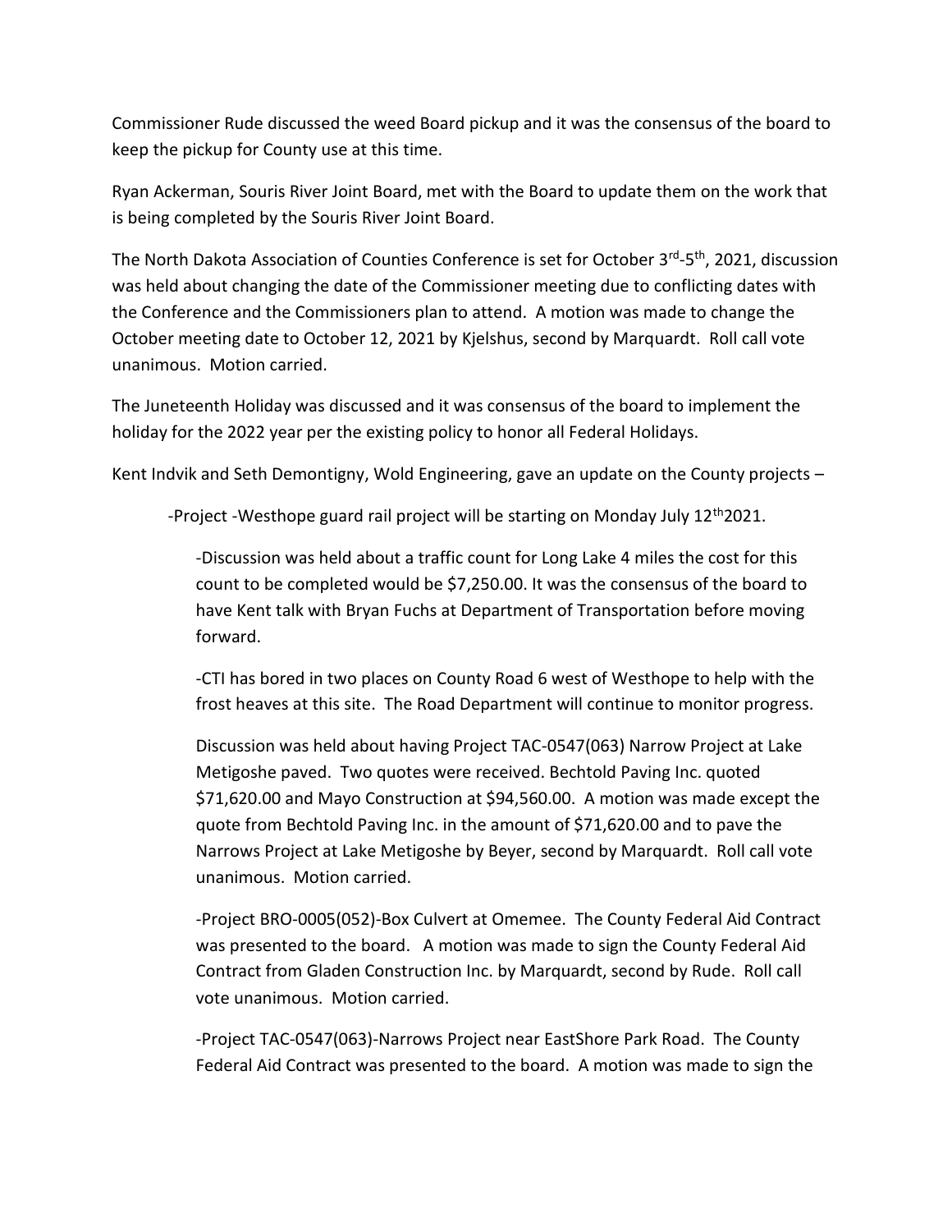Commissioner Rude discussed the weed Board pickup and it was the consensus of the board to keep the pickup for County use at this time.

Ryan Ackerman, Souris River Joint Board, met with the Board to update them on the work that is being completed by the Souris River Joint Board.

The North Dakota Association of Counties Conference is set for October 3rd-5th, 2021, discussion was held about changing the date of the Commissioner meeting due to conflicting dates with the Conference and the Commissioners plan to attend. A motion was made to change the October meeting date to October 12, 2021 by Kjelshus, second by Marquardt. Roll call vote unanimous. Motion carried.

The Juneteenth Holiday was discussed and it was consensus of the board to implement the holiday for the 2022 year per the existing policy to honor all Federal Holidays.

Kent Indvik and Seth Demontigny, Wold Engineering, gave an update on the County projects –

-Project -Westhope guard rail project will be starting on Monday July 12th2021.

-Discussion was held about a traffic count for Long Lake 4 miles the cost for this count to be completed would be $7,250.00. It was the consensus of the board to have Kent talk with Bryan Fuchs at Department of Transportation before moving forward.

-CTI has bored in two places on County Road 6 west of Westhope to help with the frost heaves at this site. The Road Department will continue to monitor progress.

Discussion was held about having Project TAC-0547(063) Narrow Project at Lake Metigoshe paved. Two quotes were received. Bechtold Paving Inc. quoted $71,620.00 and Mayo Construction at $94,560.00. A motion was made except the quote from Bechtold Paving Inc. in the amount of $71,620.00 and to pave the Narrows Project at Lake Metigoshe by Beyer, second by Marquardt. Roll call vote unanimous. Motion carried.

-Project BRO-0005(052)-Box Culvert at Omemee. The County Federal Aid Contract was presented to the board. A motion was made to sign the County Federal Aid Contract from Gladen Construction Inc. by Marquardt, second by Rude. Roll call vote unanimous. Motion carried.

-Project TAC-0547(063)-Narrows Project near EastShore Park Road. The County Federal Aid Contract was presented to the board. A motion was made to sign the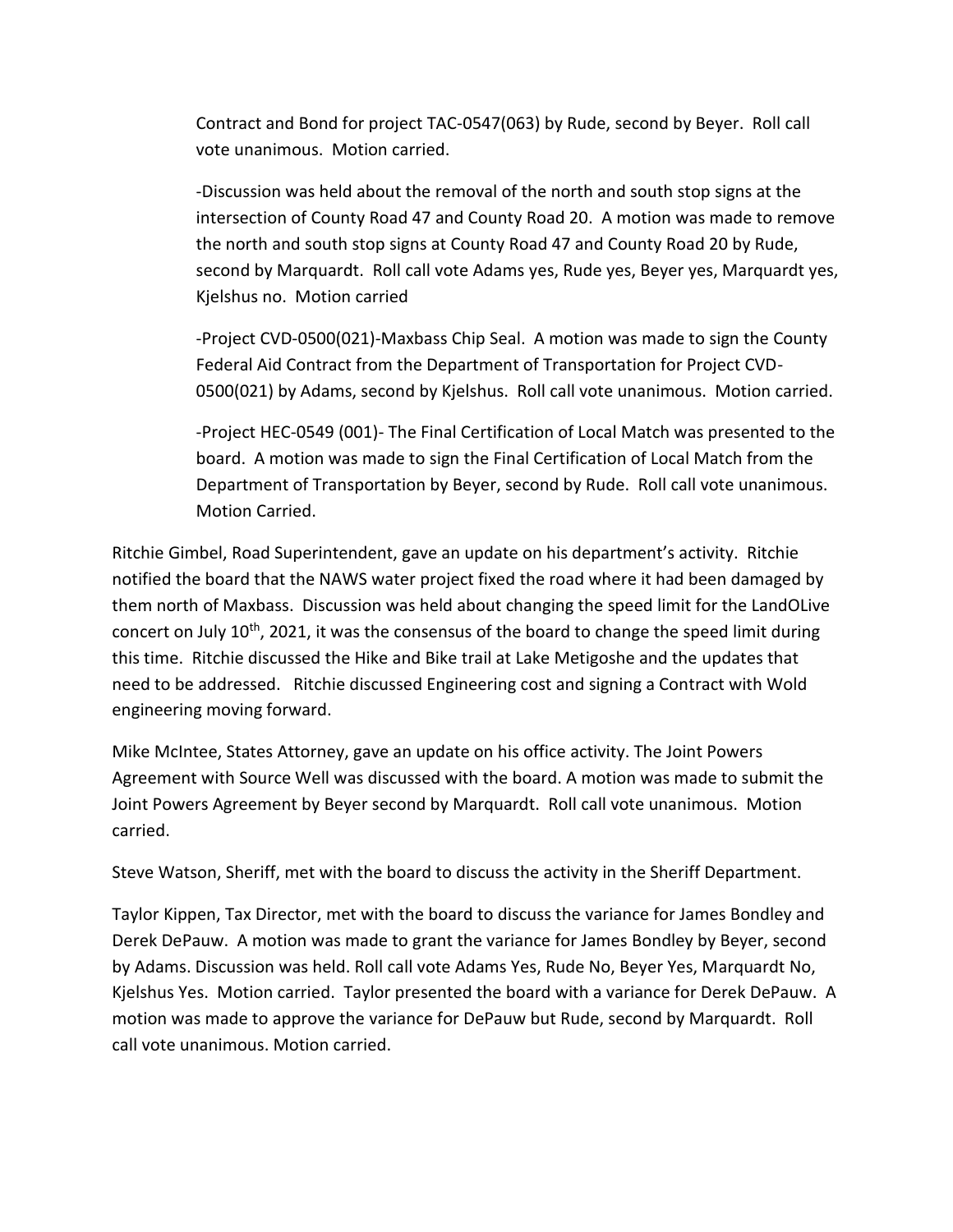Contract and Bond for project TAC-0547(063) by Rude, second by Beyer. Roll call vote unanimous. Motion carried.

-Discussion was held about the removal of the north and south stop signs at the intersection of County Road 47 and County Road 20. A motion was made to remove the north and south stop signs at County Road 47 and County Road 20 by Rude, second by Marquardt. Roll call vote Adams yes, Rude yes, Beyer yes, Marquardt yes, Kjelshus no. Motion carried

-Project CVD-0500(021)-Maxbass Chip Seal. A motion was made to sign the County Federal Aid Contract from the Department of Transportation for Project CVD-0500(021) by Adams, second by Kjelshus. Roll call vote unanimous. Motion carried.

-Project HEC-0549 (001)- The Final Certification of Local Match was presented to the board. A motion was made to sign the Final Certification of Local Match from the Department of Transportation by Beyer, second by Rude. Roll call vote unanimous. Motion Carried.

Ritchie Gimbel, Road Superintendent, gave an update on his department's activity. Ritchie notified the board that the NAWS water project fixed the road where it had been damaged by them north of Maxbass. Discussion was held about changing the speed limit for the LandOLive concert on July 10th, 2021, it was the consensus of the board to change the speed limit during this time. Ritchie discussed the Hike and Bike trail at Lake Metigoshe and the updates that need to be addressed. Ritchie discussed Engineering cost and signing a Contract with Wold engineering moving forward.

Mike McIntee, States Attorney, gave an update on his office activity. The Joint Powers Agreement with Source Well was discussed with the board. A motion was made to submit the Joint Powers Agreement by Beyer second by Marquardt. Roll call vote unanimous. Motion carried.

Steve Watson, Sheriff, met with the board to discuss the activity in the Sheriff Department.

Taylor Kippen, Tax Director, met with the board to discuss the variance for James Bondley and Derek DePauw. A motion was made to grant the variance for James Bondley by Beyer, second by Adams. Discussion was held. Roll call vote Adams Yes, Rude No, Beyer Yes, Marquardt No, Kjelshus Yes. Motion carried. Taylor presented the board with a variance for Derek DePauw. A motion was made to approve the variance for DePauw but Rude, second by Marquardt. Roll call vote unanimous. Motion carried.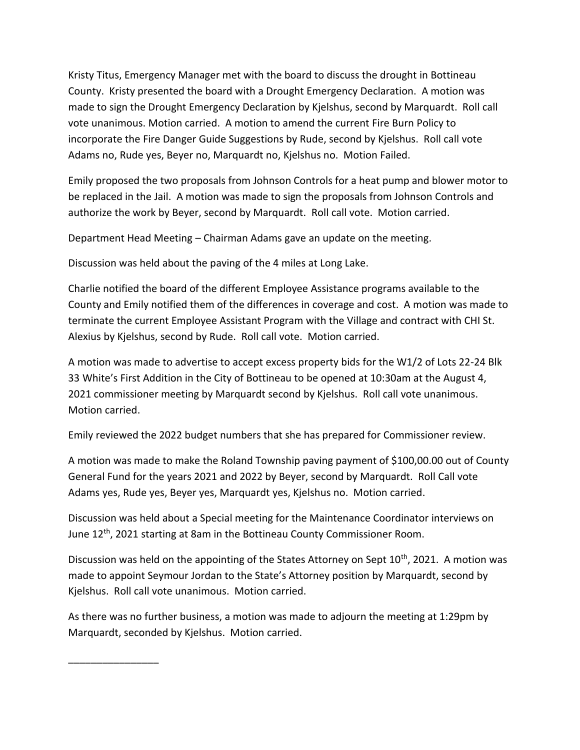Kristy Titus, Emergency Manager met with the board to discuss the drought in Bottineau County. Kristy presented the board with a Drought Emergency Declaration. A motion was made to sign the Drought Emergency Declaration by Kjelshus, second by Marquardt. Roll call vote unanimous. Motion carried. A motion to amend the current Fire Burn Policy to incorporate the Fire Danger Guide Suggestions by Rude, second by Kjelshus. Roll call vote Adams no, Rude yes, Beyer no, Marquardt no, Kjelshus no. Motion Failed.

Emily proposed the two proposals from Johnson Controls for a heat pump and blower motor to be replaced in the Jail. A motion was made to sign the proposals from Johnson Controls and authorize the work by Beyer, second by Marquardt. Roll call vote. Motion carried.

Department Head Meeting – Chairman Adams gave an update on the meeting.

Discussion was held about the paving of the 4 miles at Long Lake.

Charlie notified the board of the different Employee Assistance programs available to the County and Emily notified them of the differences in coverage and cost. A motion was made to terminate the current Employee Assistant Program with the Village and contract with CHI St. Alexius by Kjelshus, second by Rude. Roll call vote. Motion carried.

A motion was made to advertise to accept excess property bids for the W1/2 of Lots 22-24 Blk 33 White's First Addition in the City of Bottineau to be opened at 10:30am at the August 4, 2021 commissioner meeting by Marquardt second by Kjelshus. Roll call vote unanimous. Motion carried.

Emily reviewed the 2022 budget numbers that she has prepared for Commissioner review.

A motion was made to make the Roland Township paving payment of $100,00.00 out of County General Fund for the years 2021 and 2022 by Beyer, second by Marquardt. Roll Call vote Adams yes, Rude yes, Beyer yes, Marquardt yes, Kjelshus no. Motion carried.

Discussion was held about a Special meeting for the Maintenance Coordinator interviews on June 12th, 2021 starting at 8am in the Bottineau County Commissioner Room.

Discussion was held on the appointing of the States Attorney on Sept 10th, 2021. A motion was made to appoint Seymour Jordan to the State's Attorney position by Marquardt, second by Kjelshus. Roll call vote unanimous. Motion carried.

As there was no further business, a motion was made to adjourn the meeting at 1:29pm by Marquardt, seconded by Kjelshus. Motion carried.

\_\_\_\_\_\_\_\_\_\_\_\_\_\_\_\_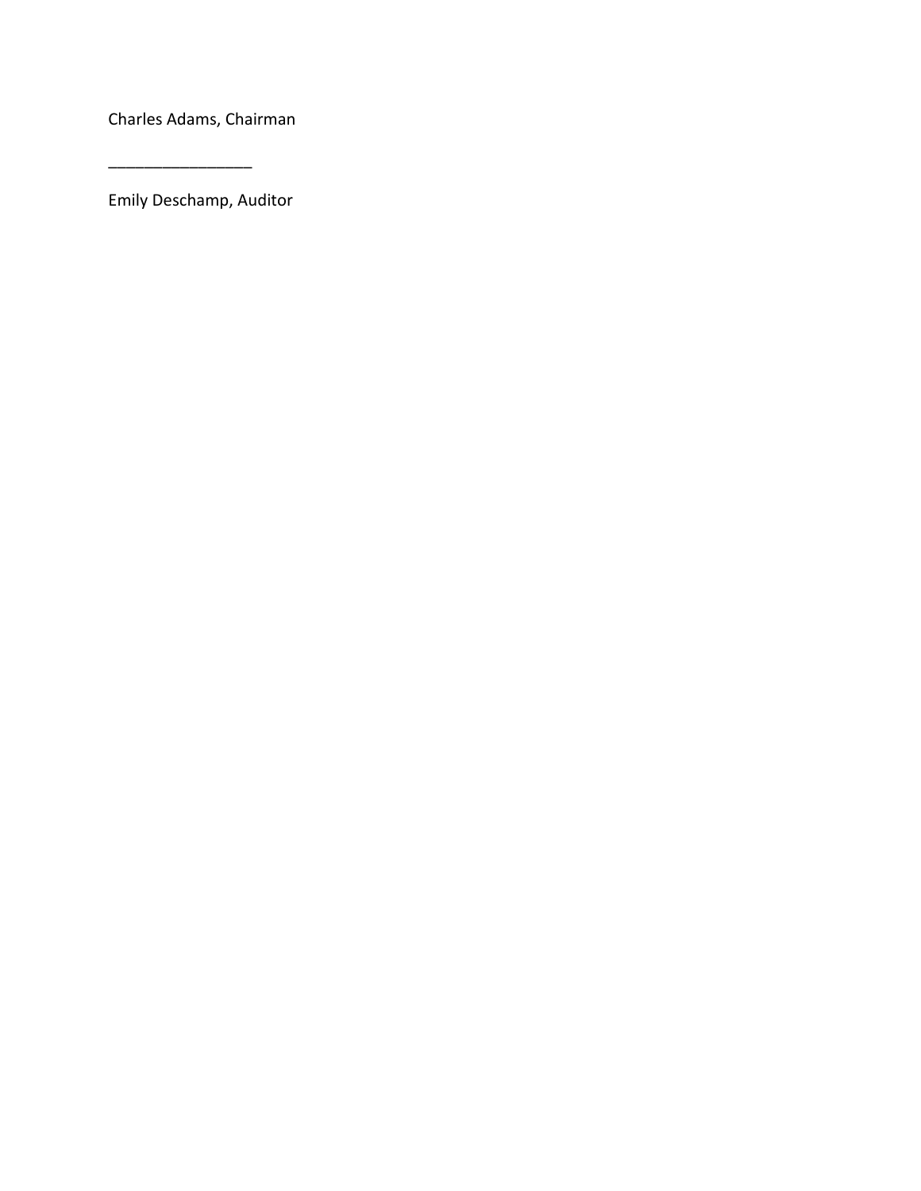Charles Adams, Chairman

_________________

Emily Deschamp, Auditor